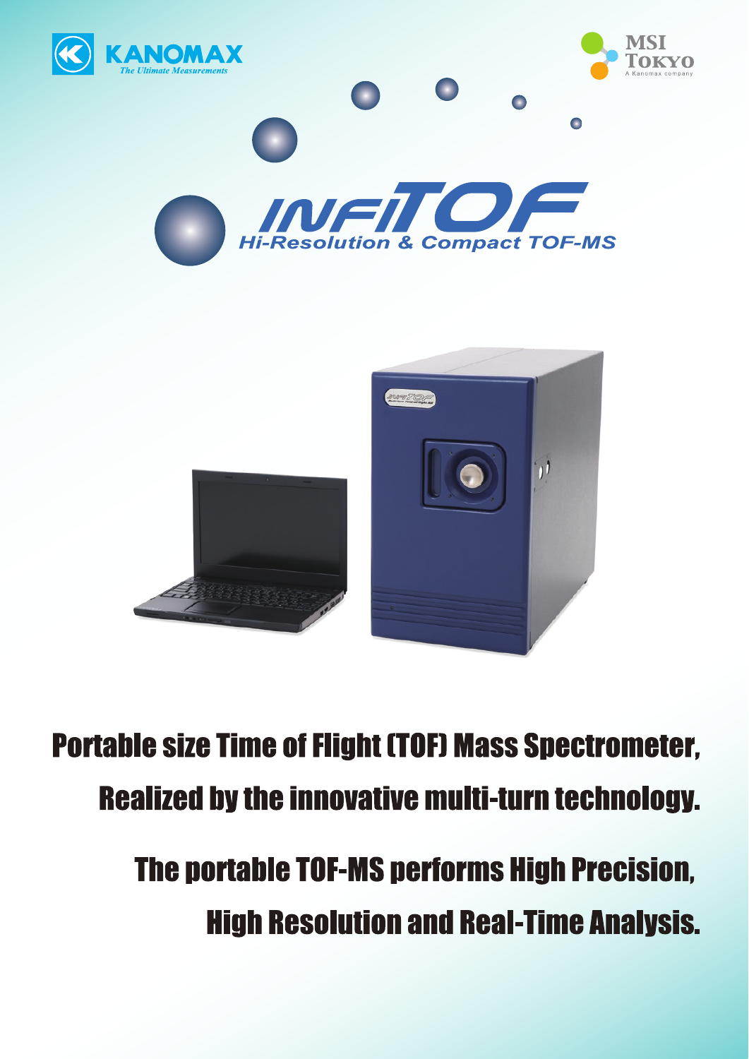KANOMAX
*The Ultimate Measurements*

MSI TOKYO
A Kanomax company

# INFITOF

## Hi-Resolution & Compact TOF-MS

## Portable size Time of Flight (TOF) Mass Spectrometer, Realized by the innovative multi-turn technology.

## The portable TOF-MS performs High Precision, High Resolution and Real-Time Analysis.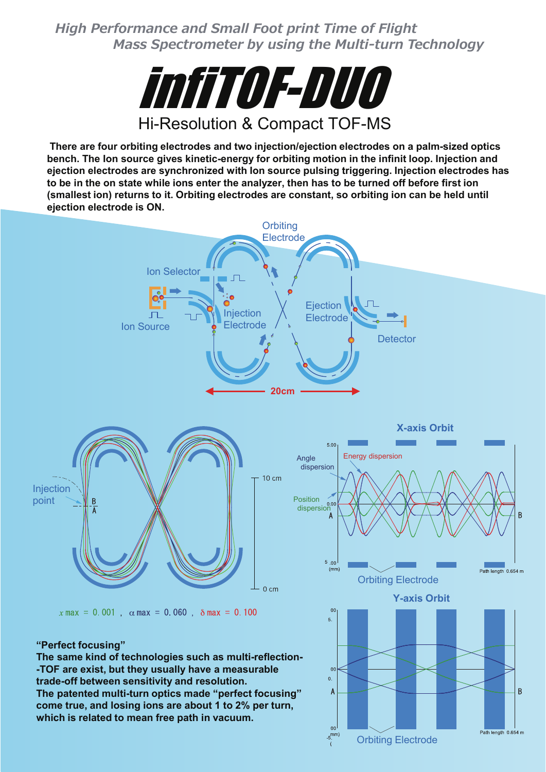*High Performance and Small Foot print Time of Flight Mass Spectrometer by using the Multi-turn Technology*

# infiTOF-DUO

## Hi-Resolution & Compact TOF-MS

**There are four orbiting electrodes and two injection/ejection electrodes on a palm-sized optics bench. The Ion source gives kinetic-energy for orbiting motion in the infinit loop. Injection and ejection electrodes are synchronized with Ion source pulsing triggering. Injection electrodes has to be in the on state while ions enter the analyzer, then has to be turned off before first ion (smallest ion) returns to it. Orbiting electrodes are constant, so orbiting ion can be held until ejection electrode is ON.**

Orbiting Electrode

Ion Selector

Ion Source

Injection Electrode

Ejection Electrode

Detector

20cm

Injection point

B

A

10 cm

0 cm

$x$ max = 0.001 , $\alpha$ max = 0.060 , $\delta$ max = 0.100

### X-axis Orbit

Angle dispersion

Energy dispersion

Position dispersion

Orbiting Electrode

Path length 0.654 m

### Y-axis Orbit

Orbiting Electrode

Path length 0.654 m

**"Perfect focusing"**

**The same kind of technologies such as multi-reflection--TOF are exist, but they usually have a measurable trade-off between sensitivity and resolution. The patented multi-turn optics made "perfect focusing" come true, and losing ions are about 1 to 2% per turn, which is related to mean free path in vacuum.**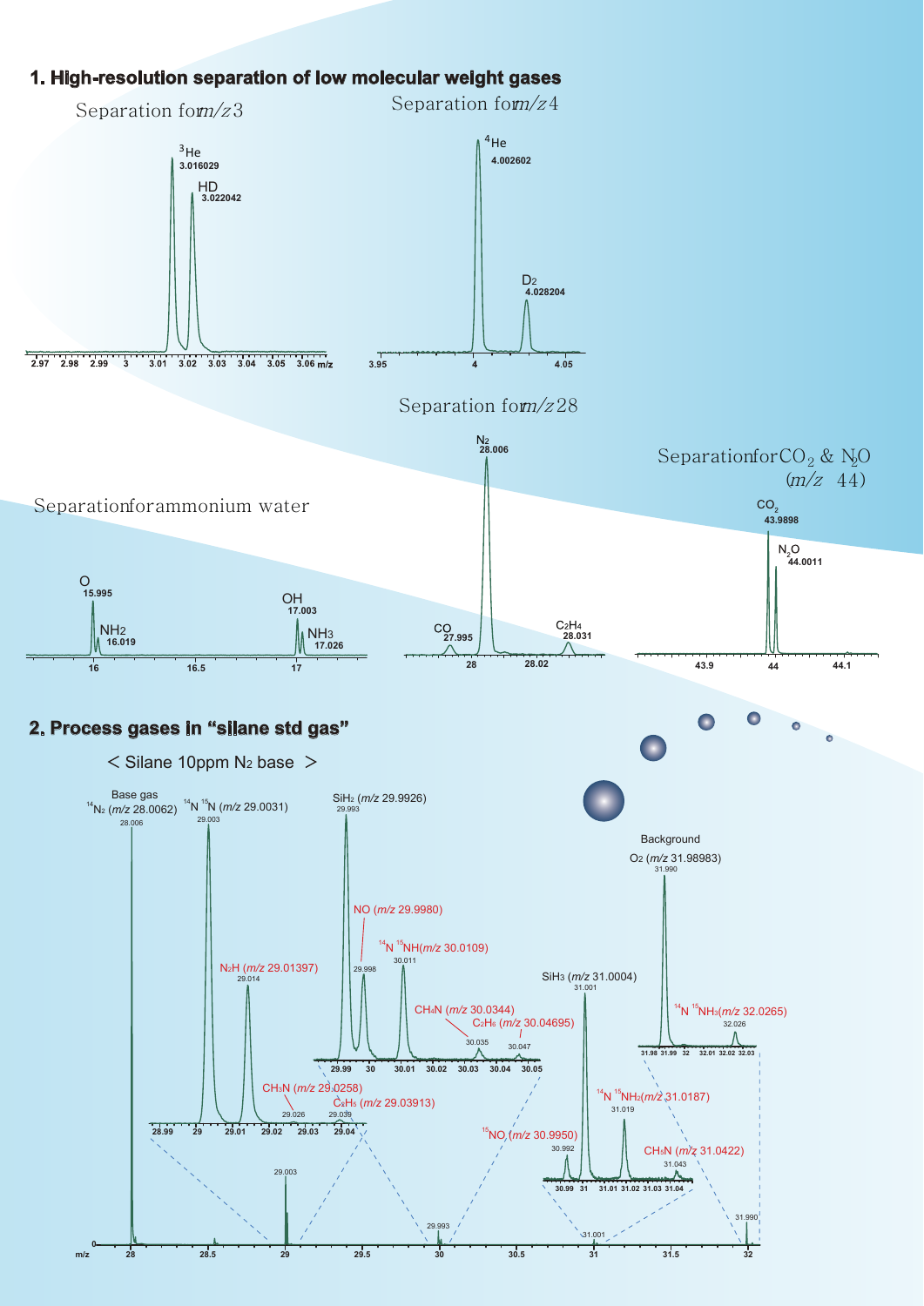## 1. High-resolution separation of low molecular weight gases

Separation for *m/z* 3

$^{3}He$ 3.016029

HD 3.022042

Separation for *m/z* 4

$^{4}He$ 4.002602

$D_2$ 4.028204

Separation for *m/z* 28

$N_2$ 28.006

CO 27.995

$C_2H_4$ 28.031

Separation for $CO_2$ & $N_2O$ (*m/z* 44)

$CO_2$ 43.9898

$N_2O$ 44.0011

Separation for ammonium water

O 15.995

$NH_2$ 16.019

OH 17.003

$NH_3$ 17.026

## 2. Process gases in "silane std gas"

< Silane 10ppm $N_2$ base >

Base gas $^{14}N_2$ (*m/z* 28.0062) 28.006

$^{14}N\,^{15}N$ (*m/z* 29.0031) 29.003

$N_2H$ (*m/z* 29.01397) 29.014

$CH_3N$ (*m/z* 29.0258) 29.026

$C_2H_5$ (*m/z* 29.03913) 29.039

$SiH_2$ (*m/z* 29.9926) 29.993

NO (*m/z* 29.9980) 29.998

$^{14}N\,^{15}NH$ (*m/z* 30.0109) 30.011

$CH_4N$ (*m/z* 30.0344) 30.035

$C_2H_6$ (*m/z* 30.04695) 30.047

$SiH_3$ (*m/z* 31.0004) 31.001

$^{15}NO$ (*m/z* 30.9950) 30.992

$^{14}N\,^{15}NH_2$ (*m/z* 31.0187) 31.019

$CH_5N$ (*m/z* 31.0422) 31.043

Background $O_2$ (*m/z* 31.98983) 31.990

$^{14}N\,^{15}NH_3$ (*m/z* 32.0265) 32.026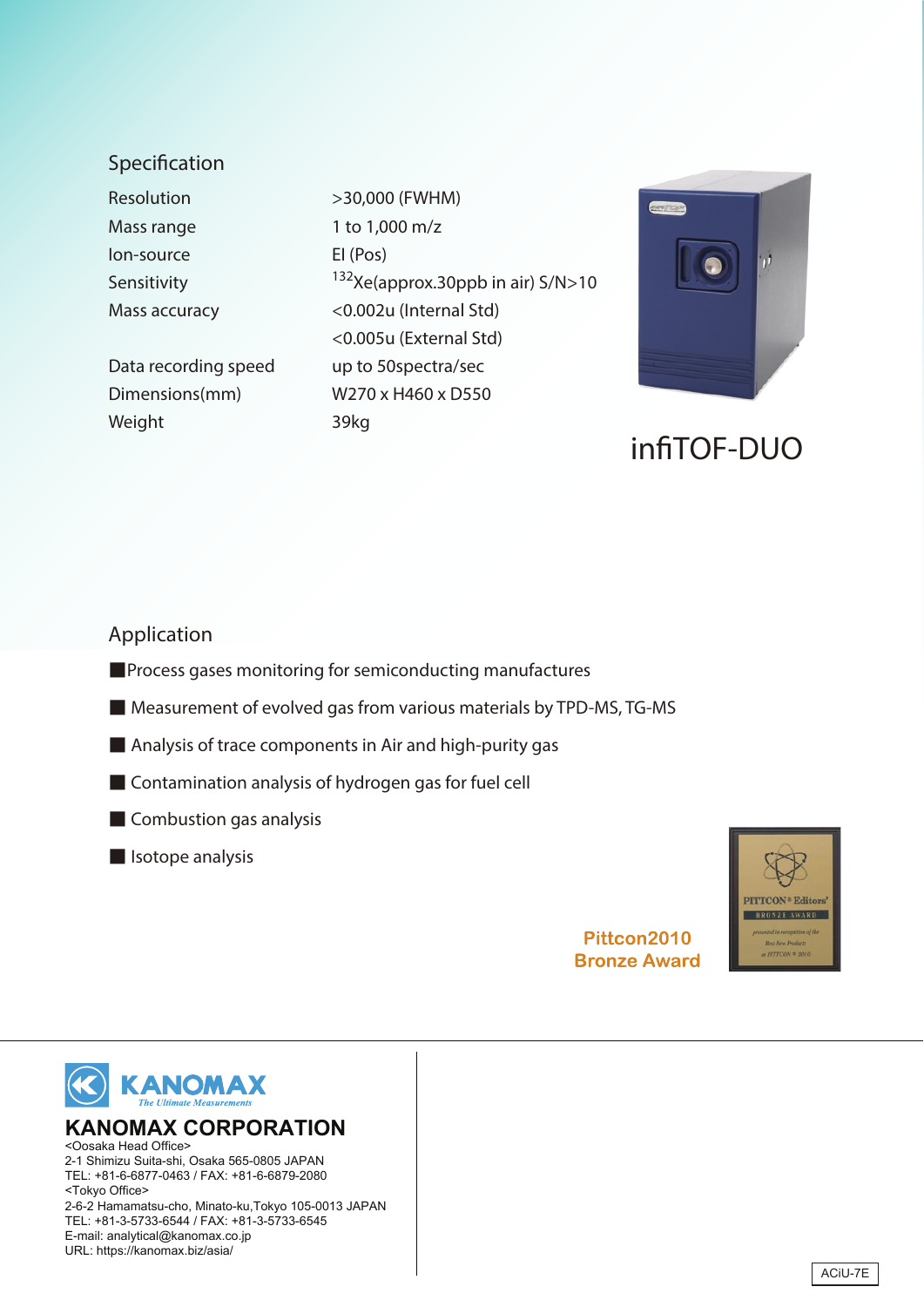## Specification

| | |
|---|---|
| Resolution | >30,000 (FWHM) |
| Mass range | 1 to 1,000 m/z |
| Ion-source | EI (Pos) |
| Sensitivity | $^{132}$Xe(approx.30ppb in air) S/N>10 |
| Mass accuracy | <0.002u (Internal Std)<br><0.005u (External Std) |
| Data recording speed | up to 50spectra/sec |
| Dimensions(mm) | W270 x H460 x D550 |
| Weight | 39kg |

# infiTOF-DUO

## Application

- Process gases monitoring for semiconducting manufactures
- Measurement of evolved gas from various materials by TPD-MS, TG-MS
- Analysis of trace components in Air and high-purity gas
- Contamination analysis of hydrogen gas for fuel cell
- Combustion gas analysis
- Isotope analysis

**Pittcon2010 Bronze Award**

PITTCON® Editors' BRONZE AWARD presented in recognition of the Best New Products at PITTCON® 2010

KANOMAX *The Ultimate Measurements*

**KANOMAX CORPORATION**

<Oosaka Head Office>
2-1 Shimizu Suita-shi, Osaka 565-0805 JAPAN
TEL: +81-6-6877-0463 / FAX: +81-6-6879-2080
<Tokyo Office>
2-6-2 Hamamatsu-cho, Minato-ku,Tokyo 105-0013 JAPAN
TEL: +81-3-5733-6544 / FAX: +81-3-5733-6545
E-mail: analytical@kanomax.co.jp
URL: https://kanomax.biz/asia/

ACiU-7E